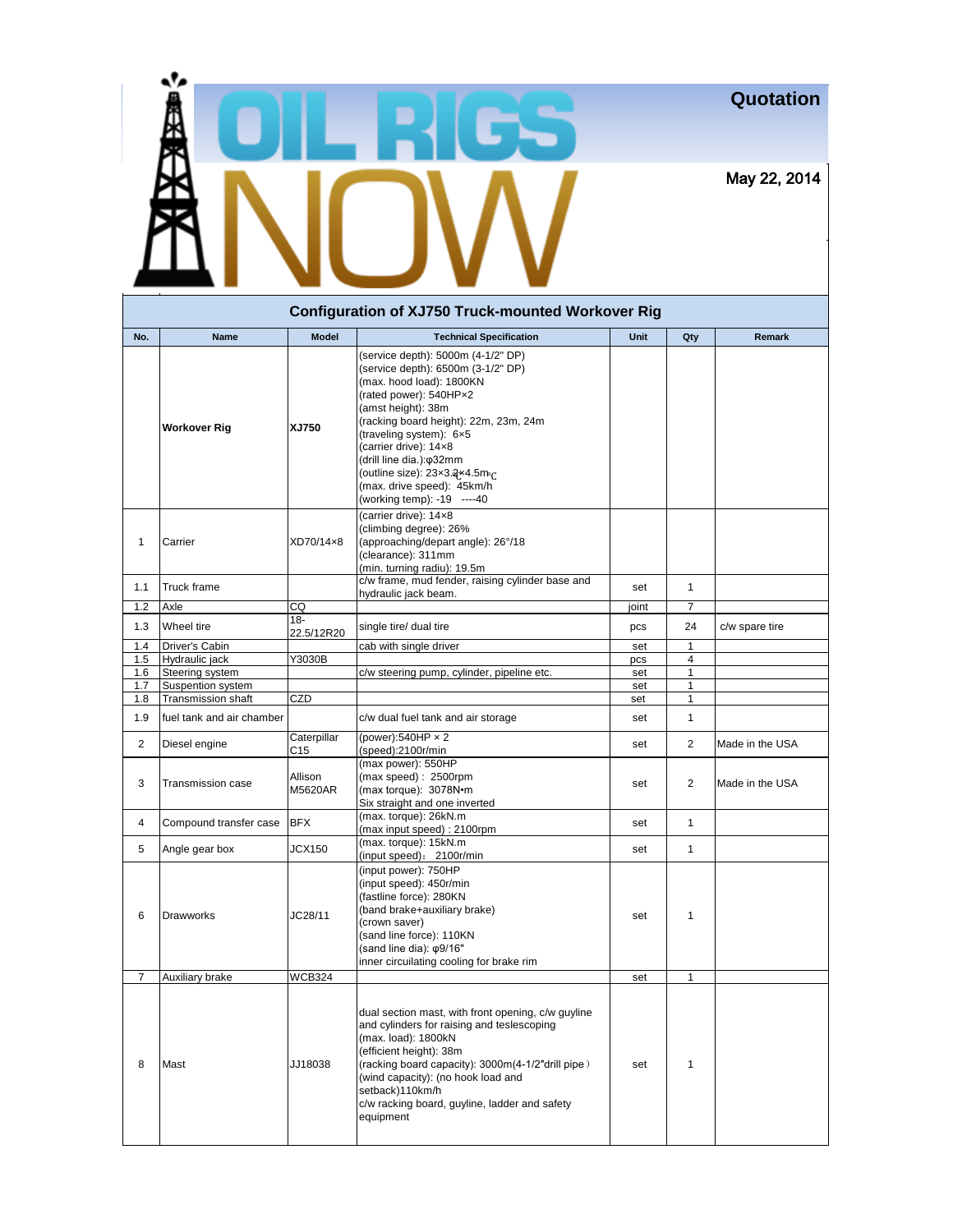# OIL RIGS NOW

**Quotation**

**May 22, 2014**

## Configuration of XJ750 Truck-mounted Workover Rig

| No. | Name | Model | Technical Specification | Unit | Qty | Remark |
|---|---|---|---|---|---|---|
| | **Workover Rig** | **XJ750** | (service depth): 5000m (4-1/2" DP)<br>(service depth): 6500m (3-1/2" DP)<br>(max. hood load): 1800KN<br>(rated power): 540HP×2<br>(amst height): 38m<br>(racking board height): 22m, 23m, 24m<br>(traveling system): 6×5<br>(carrier drive): 14×8<br>(drill line dia.):φ32mm<br>(outline size): 23×3.2×4.5m<br>(max. drive speed): 45km/h<br>(working temp): -19 ----40 | | | |
| 1 | Carrier | XD70/14×8 | (carrier drive): 14×8<br>(climbing degree): 26%<br>(approaching/depart angle): 26°/18<br>(clearance): 311mm<br>(min. turning radiu): 19.5m | | | |
| 1.1 | Truck frame | | c/w frame, mud fender, raising cylinder base and hydraulic jack beam. | set | 1 | |
| 1.2 | Axle | CQ | | joint | 7 | |
| 1.3 | Wheel tire | 18-22.5/12R20 | single tire/ dual tire | pcs | 24 | c/w spare tire |
| 1.4 | Driver's Cabin | | cab with single driver | set | 1 | |
| 1.5 | Hydraulic jack | Y3030B | | pcs | 4 | |
| 1.6 | Steering system | | c/w steering pump, cylinder, pipeline etc. | set | 1 | |
| 1.7 | Suspention system | | | set | 1 | |
| 1.8 | Transmission shaft | CZD | | set | 1 | |
| 1.9 | fuel tank and air chamber | | c/w dual fuel tank and air storage | set | 1 | |
| 2 | Diesel engine | Caterpillar C15 | (power):540HP × 2<br>(speed):2100r/min | set | 2 | Made in the USA |
| 3 | Transmission case | Allison M5620AR | (max power): 550HP<br>(max speed)：2500rpm<br>(max torque): 3078N•m<br>Six straight and one inverted | set | 2 | Made in the USA |
| 4 | Compound transfer case | BFX | (max. torque): 26kN.m<br>(max input speed)：2100rpm | set | 1 | |
| 5 | Angle gear box | JCX150 | (max. torque): 15kN.m<br>(input speed)：2100r/min | set | 1 | |
| 6 | Drawworks | JC28/11 | (input power): 750HP<br>(input speed): 450r/min<br>(fastline force): 280KN<br>(band brake+auxiliary brake)<br>(crown saver)<br>(sand line force): 110KN<br>(sand line dia): φ9/16"<br>inner circuilating cooling for brake rim | set | 1 | |
| 7 | Auxiliary brake | WCB324 | | set | 1 | |
| 8 | Mast | JJ18038 | dual section mast, with front opening, c/w guyline and cylinders for raising and teslescoping<br>(max. load): 1800kN<br>(efficient height): 38m<br>(racking board capacity): 3000m(4-1/2"drill pipe）<br>(wind capacity): (no hook load and setback)110km/h<br>c/w racking board, guyline, ladder and safety equipment | set | 1 | |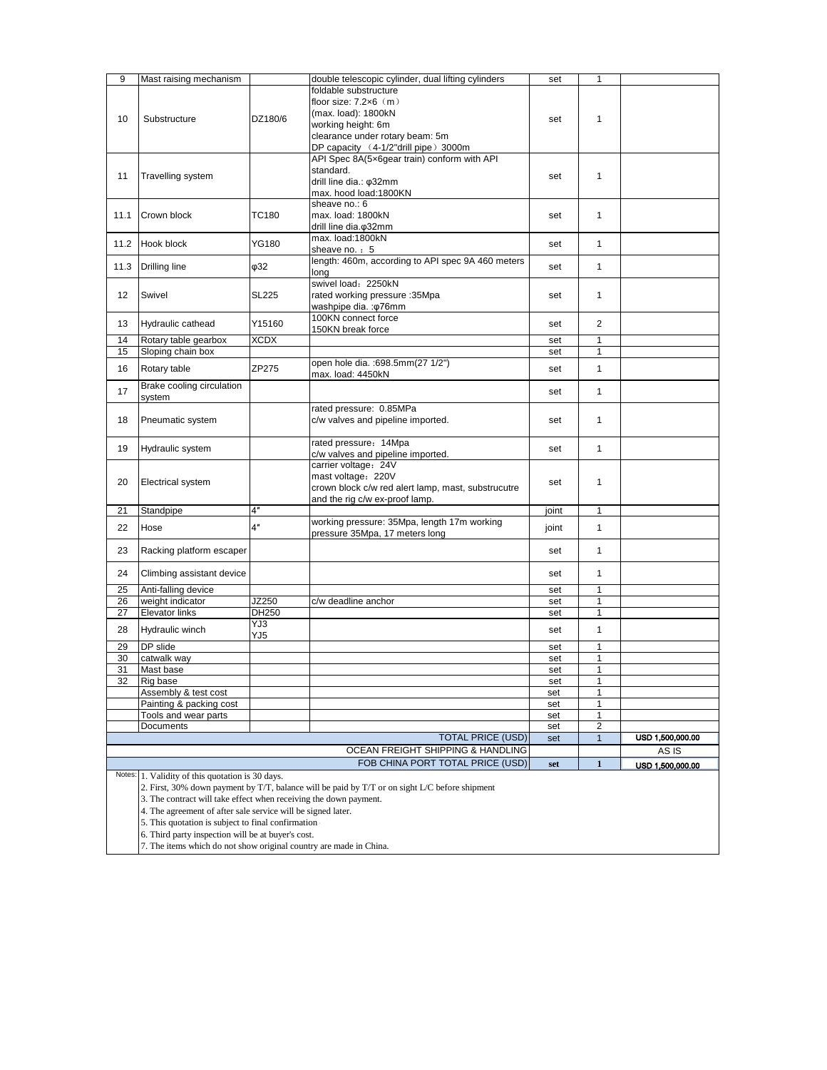| | | | | | | |
|---|---|---|---|---|---|---|
| 9 | Mast raising mechanism | | double telescopic cylinder, dual lifting cylinders | set | 1 | |
| 10 | Substructure | DZ180/6 | foldable substructure<br>floor size: 7.2×6（m）<br>(max. load): 1800kN<br>working height: 6m<br>clearance under rotary beam: 5m<br>DP capacity （4-1/2"drill pipe）3000m | set | 1 | |
| 11 | Travelling system | | API Spec 8A(5×6gear train) conform with API standard.<br>drill line dia.: φ32mm<br>max. hood load:1800KN | set | 1 | |
| 11.1 | Crown block | TC180 | sheave no.: 6<br>max. load: 1800kN<br>drill line dia.φ32mm | set | 1 | |
| 11.2 | Hook block | YG180 | max. load:1800kN<br>sheave no. ：5 | set | 1 | |
| 11.3 | Drilling line | φ32 | length: 460m, according to API spec 9A 460 meters long | set | 1 | |
| 12 | Swivel | SL225 | swivel load：2250kN<br>rated working pressure :35Mpa<br>washpipe dia. :φ76mm | set | 1 | |
| 13 | Hydraulic cathead | Y15160 | 100KN connect force<br>150KN break force | set | 2 | |
| 14 | Rotary table gearbox | XCDX | | set | 1 | |
| 15 | Sloping chain box | | | set | 1 | |
| 16 | Rotary table | ZP275 | open hole dia. :698.5mm(27 1/2")<br>max. load: 4450kN | set | 1 | |
| 17 | Brake cooling circulation system | | | set | 1 | |
| 18 | Pneumatic system | | rated pressure: 0.85MPa<br>c/w valves and pipeline imported. | set | 1 | |
| 19 | Hydraulic system | | rated pressure：14Mpa<br>c/w valves and pipeline imported. | set | 1 | |
| 20 | Electrical system | | carrier voltage：24V<br>mast voltage：220V<br>crown block c/w red alert lamp, mast, substrucutre and the rig c/w ex-proof lamp. | set | 1 | |
| 21 | Standpipe | 4″ | | joint | 1 | |
| 22 | Hose | 4″ | working pressure: 35Mpa, length 17m working pressure 35Mpa, 17 meters long | joint | 1 | |
| 23 | Racking platform escaper | | | set | 1 | |
| 24 | Climbing assistant device | | | set | 1 | |
| 25 | Anti-falling device | | | set | 1 | |
| 26 | weight indicator | JZ250 | c/w deadline anchor | set | 1 | |
| 27 | Elevator links | DH250 | | set | 1 | |
| 28 | Hydraulic winch | YJ3<br>YJ5 | | set | 1 | |
| 29 | DP slide | | | set | 1 | |
| 30 | catwalk way | | | set | 1 | |
| 31 | Mast base | | | set | 1 | |
| 32 | Rig base | | | set | 1 | |
| | Assembly & test cost | | | set | 1 | |
| | Painting & packing cost | | | set | 1 | |
| | Tools and wear parts | | | set | 1 | |
| | Documents | | | set | 2 | |
| | | | TOTAL PRICE (USD) | set | 1 | USD 1,500,000.00 |
| | | | OCEAN FREIGHT SHIPPING & HANDLING | | | AS IS |
| | | | FOB CHINA PORT TOTAL PRICE (USD) | **set** | **1** | USD 1,500,000.00 |

Notes:
1. Validity of this quotation is 30 days.
2. First, 30% down payment by T/T, balance will be paid by T/T or on sight L/C before shipment
3. The contract will take effect when receiving the down payment.
4. The agreement of after sale service will be signed later.
5. This quotation is subject to final confirmation
6. Third party inspection will be at buyer's cost.
7. The items which do not show original country are made in China.